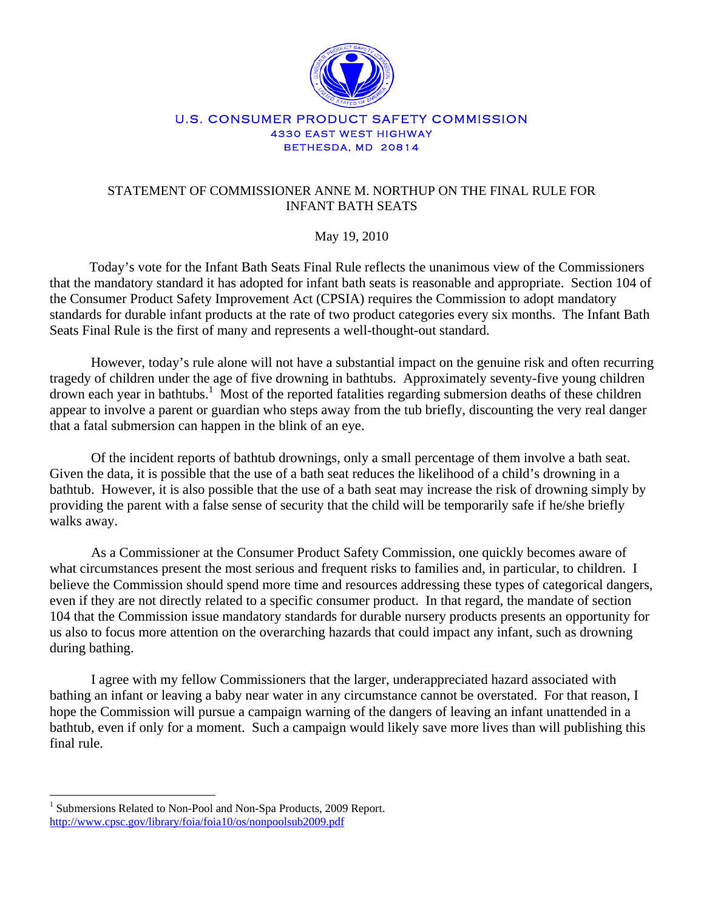U.S. CONSUMER PRODUCT SAFETY COMMISSION
4330 EAST WEST HIGHWAY
BETHESDA, MD 20814

# STATEMENT OF COMMISSIONER ANNE M. NORTHUP ON THE FINAL RULE FOR INFANT BATH SEATS

May 19, 2010

Today's vote for the Infant Bath Seats Final Rule reflects the unanimous view of the Commissioners that the mandatory standard it has adopted for infant bath seats is reasonable and appropriate. Section 104 of the Consumer Product Safety Improvement Act (CPSIA) requires the Commission to adopt mandatory standards for durable infant products at the rate of two product categories every six months. The Infant Bath Seats Final Rule is the first of many and represents a well-thought-out standard.

However, today's rule alone will not have a substantial impact on the genuine risk and often recurring tragedy of children under the age of five drowning in bathtubs. Approximately seventy-five young children drown each year in bathtubs.[1] Most of the reported fatalities regarding submersion deaths of these children appear to involve a parent or guardian who steps away from the tub briefly, discounting the very real danger that a fatal submersion can happen in the blink of an eye.

Of the incident reports of bathtub drownings, only a small percentage of them involve a bath seat. Given the data, it is possible that the use of a bath seat reduces the likelihood of a child's drowning in a bathtub. However, it is also possible that the use of a bath seat may increase the risk of drowning simply by providing the parent with a false sense of security that the child will be temporarily safe if he/she briefly walks away.

As a Commissioner at the Consumer Product Safety Commission, one quickly becomes aware of what circumstances present the most serious and frequent risks to families and, in particular, to children. I believe the Commission should spend more time and resources addressing these types of categorical dangers, even if they are not directly related to a specific consumer product. In that regard, the mandate of section 104 that the Commission issue mandatory standards for durable nursery products presents an opportunity for us also to focus more attention on the overarching hazards that could impact any infant, such as drowning during bathing.

I agree with my fellow Commissioners that the larger, underappreciated hazard associated with bathing an infant or leaving a baby near water in any circumstance cannot be overstated. For that reason, I hope the Commission will pursue a campaign warning of the dangers of leaving an infant unattended in a bathtub, even if only for a moment. Such a campaign would likely save more lives than will publishing this final rule.

---

[1] Submersions Related to Non-Pool and Non-Spa Products, 2009 Report. http://www.cpsc.gov/library/foia/foia10/os/nonpoolsub2009.pdf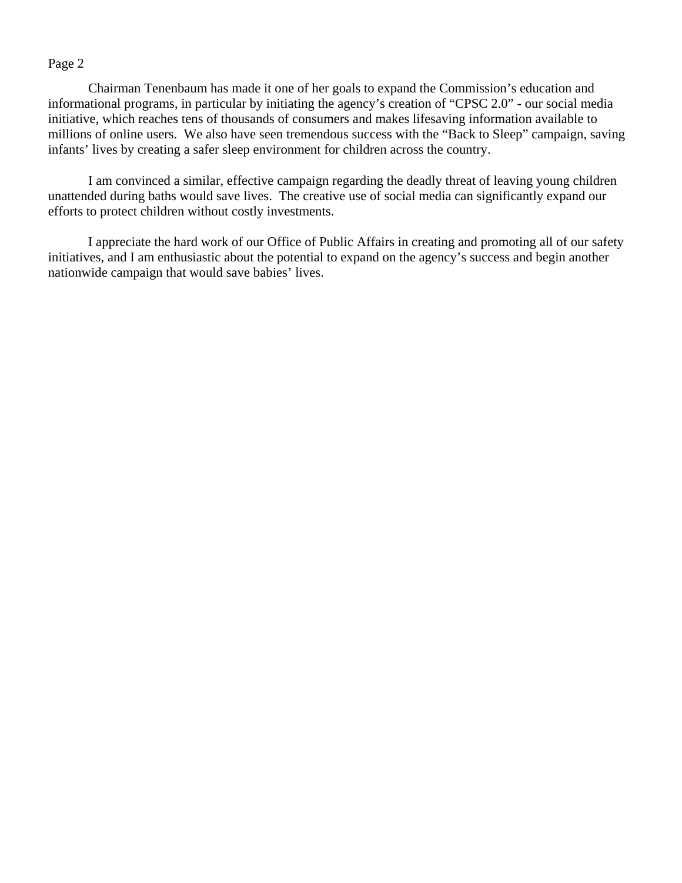Chairman Tenenbaum has made it one of her goals to expand the Commission's education and informational programs, in particular by initiating the agency's creation of "CPSC 2.0" - our social media initiative, which reaches tens of thousands of consumers and makes lifesaving information available to millions of online users. We also have seen tremendous success with the "Back to Sleep" campaign, saving infants' lives by creating a safer sleep environment for children across the country.

I am convinced a similar, effective campaign regarding the deadly threat of leaving young children unattended during baths would save lives. The creative use of social media can significantly expand our efforts to protect children without costly investments.

I appreciate the hard work of our Office of Public Affairs in creating and promoting all of our safety initiatives, and I am enthusiastic about the potential to expand on the agency's success and begin another nationwide campaign that would save babies' lives.